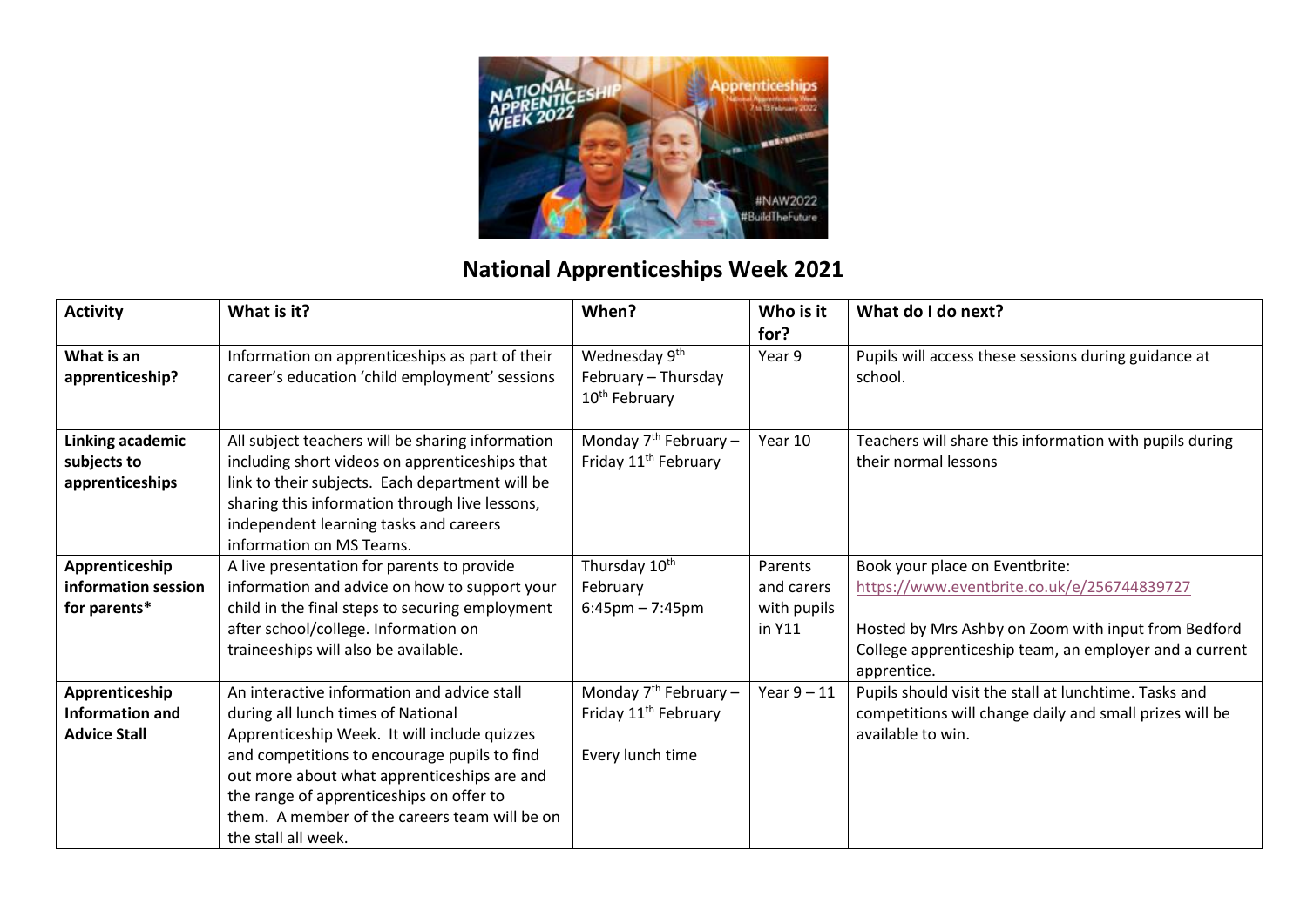# National Apprenticeships Week 2021

| Activity | What is it? | When? | Who is it for? | What do I do next? |
|---|---|---|---|---|
| **What is an apprenticeship?** | Information on apprenticeships as part of their career's education 'child employment' sessions | Wednesday 9th February – Thursday 10th February | Year 9 | Pupils will access these sessions during guidance at school. |
| **Linking academic subjects to apprenticeships** | All subject teachers will be sharing information including short videos on apprenticeships that link to their subjects. Each department will be sharing this information through live lessons, independent learning tasks and careers information on MS Teams. | Monday 7th February – Friday 11th February | Year 10 | Teachers will share this information with pupils during their normal lessons |
| **Apprenticeship information session for parents*** | A live presentation for parents to provide information and advice on how to support your child in the final steps to securing employment after school/college. Information on traineeships will also be available. | Thursday 10th February 6:45pm – 7:45pm | Parents and carers with pupils in Y11 | Book your place on Eventbrite: https://www.eventbrite.co.uk/e/256744839727<br><br>Hosted by Mrs Ashby on Zoom with input from Bedford College apprenticeship team, an employer and a current apprentice. |
| **Apprenticeship Information and Advice Stall** | An interactive information and advice stall during all lunch times of National Apprenticeship Week. It will include quizzes and competitions to encourage pupils to find out more about what apprenticeships are and the range of apprenticeships on offer to them. A member of the careers team will be on the stall all week. | Monday 7th February – Friday 11th February<br><br>Every lunch time | Year 9 – 11 | Pupils should visit the stall at lunchtime. Tasks and competitions will change daily and small prizes will be available to win. |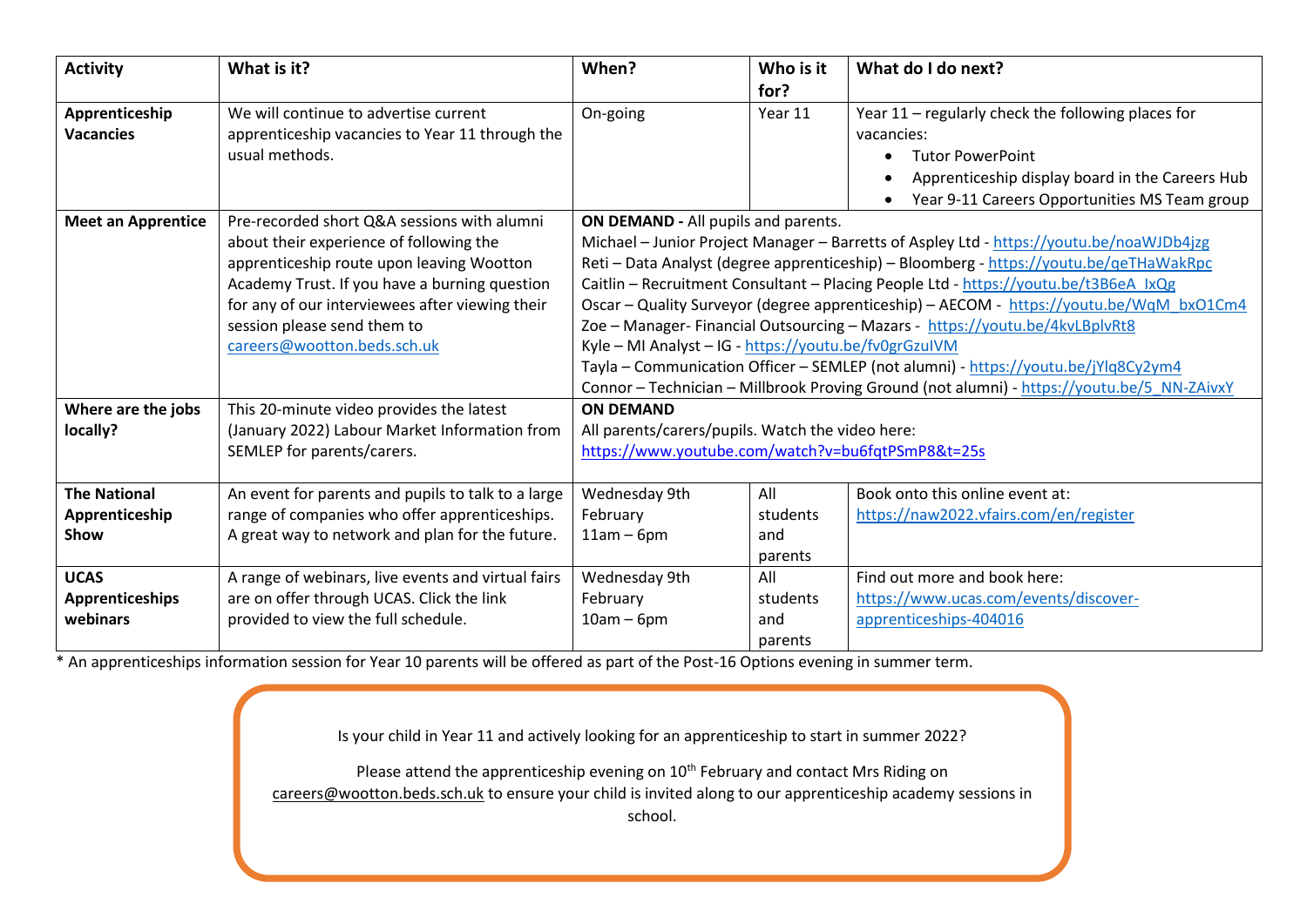| Activity | What is it? | When? | Who is it for? | What do I do next? |
|---|---|---|---|---|
| **Apprenticeship Vacancies** | We will continue to advertise current apprenticeship vacancies to Year 11 through the usual methods. | On-going | Year 11 | Year 11 – regularly check the following places for vacancies:<br>• Tutor PowerPoint<br>• Apprenticeship display board in the Careers Hub<br>• Year 9-11 Careers Opportunities MS Team group |
| **Meet an Apprentice** | Pre-recorded short Q&A sessions with alumni about their experience of following the apprenticeship route upon leaving Wootton Academy Trust. If you have a burning question for any of our interviewees after viewing their session please send them to careers@wootton.beds.sch.uk | **ON DEMAND -** All pupils and parents.<br>Michael – Junior Project Manager – Barretts of Aspley Ltd - https://youtu.be/noaWJDb4jzg<br>Reti – Data Analyst (degree apprenticeship) – Bloomberg - https://youtu.be/qeTHaWakRpc<br>Caitlin – Recruitment Consultant – Placing People Ltd - https://youtu.be/t3B6eA_IxQg<br>Oscar – Quality Surveyor (degree apprenticeship) – AECOM - https://youtu.be/WqM_bxO1Cm4<br>Zoe – Manager- Financial Outsourcing – Mazars - https://youtu.be/4kvLBplvRt8<br>Kyle – MI Analyst – IG - https://youtu.be/fv0grGzuIVM<br>Tayla – Communication Officer – SEMLEP (not alumni) - https://youtu.be/jYlq8Cy2ym4<br>Connor – Technician – Millbrook Proving Ground (not alumni) - https://youtu.be/5_NN-ZAivxY | | |
| **Where are the jobs locally?** | This 20-minute video provides the latest (January 2022) Labour Market Information from SEMLEP for parents/carers. | **ON DEMAND**<br>All parents/carers/pupils. Watch the video here:<br>https://www.youtube.com/watch?v=bu6fqtPSmP8&t=25s | | |
| **The National Apprenticeship Show** | An event for parents and pupils to talk to a large range of companies who offer apprenticeships. A great way to network and plan for the future. | Wednesday 9th February<br>11am – 6pm | All students and parents | Book onto this online event at:<br>https://naw2022.vfairs.com/en/register |
| **UCAS Apprenticeships webinars** | A range of webinars, live events and virtual fairs are on offer through UCAS. Click the link provided to view the full schedule. | Wednesday 9th February<br>10am – 6pm | All students and parents | Find out more and book here:<br>https://www.ucas.com/events/discover-apprenticeships-404016 |

* An apprenticeships information session for Year 10 parents will be offered as part of the Post-16 Options evening in summer term.

Is your child in Year 11 and actively looking for an apprenticeship to start in summer 2022?

Please attend the apprenticeship evening on 10th February and contact Mrs Riding on careers@wootton.beds.sch.uk to ensure your child is invited along to our apprenticeship academy sessions in school.